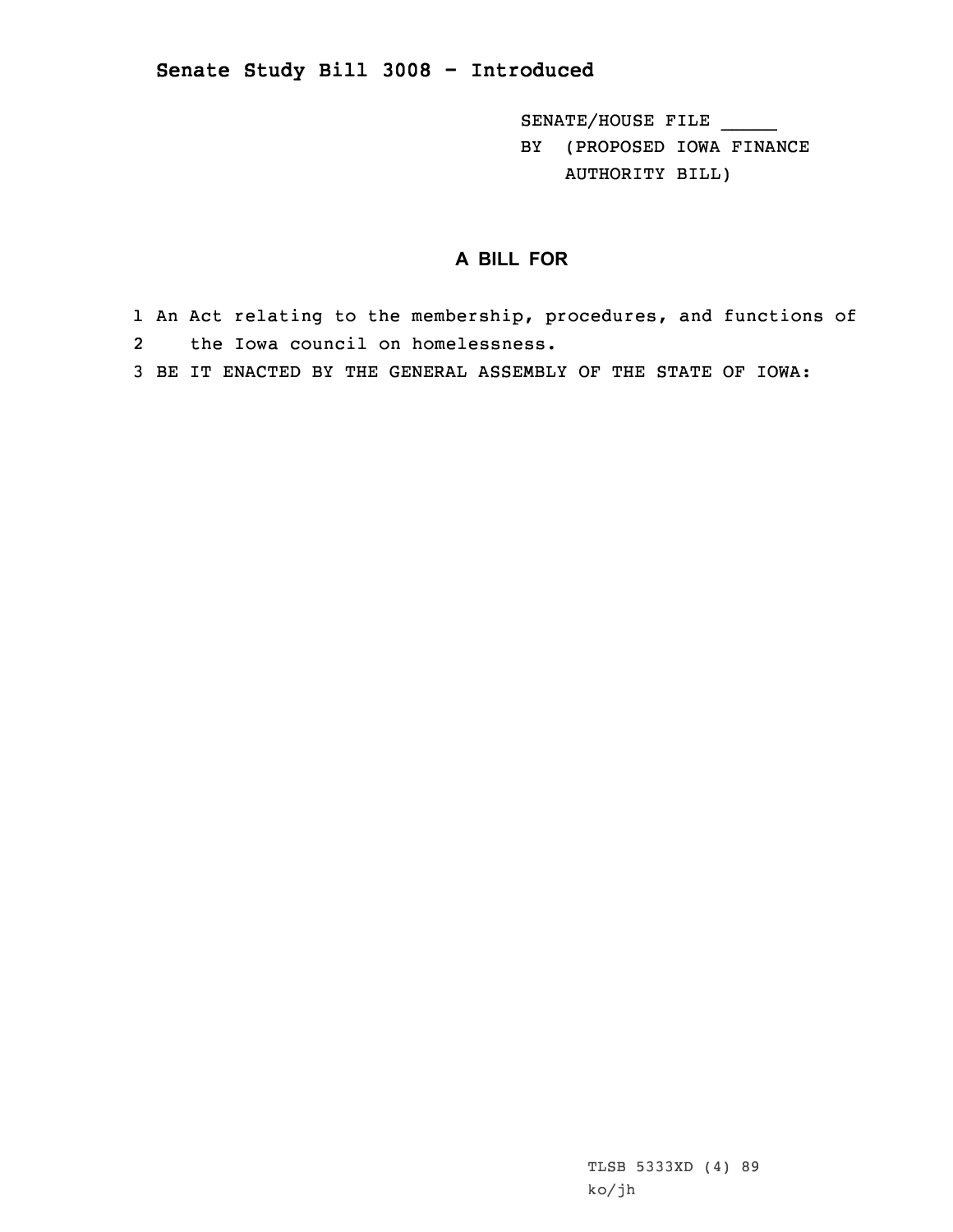**Senate Study Bill 3008 - Introduced**

SENATE/HOUSE FILE _____

BY (PROPOSED IOWA FINANCE AUTHORITY BILL)

## A BILL FOR

1 An Act relating to the membership, procedures, and functions of
2 the Iowa council on homelessness.
3 BE IT ENACTED BY THE GENERAL ASSEMBLY OF THE STATE OF IOWA:

TLSB 5333XD (4) 89
ko/jh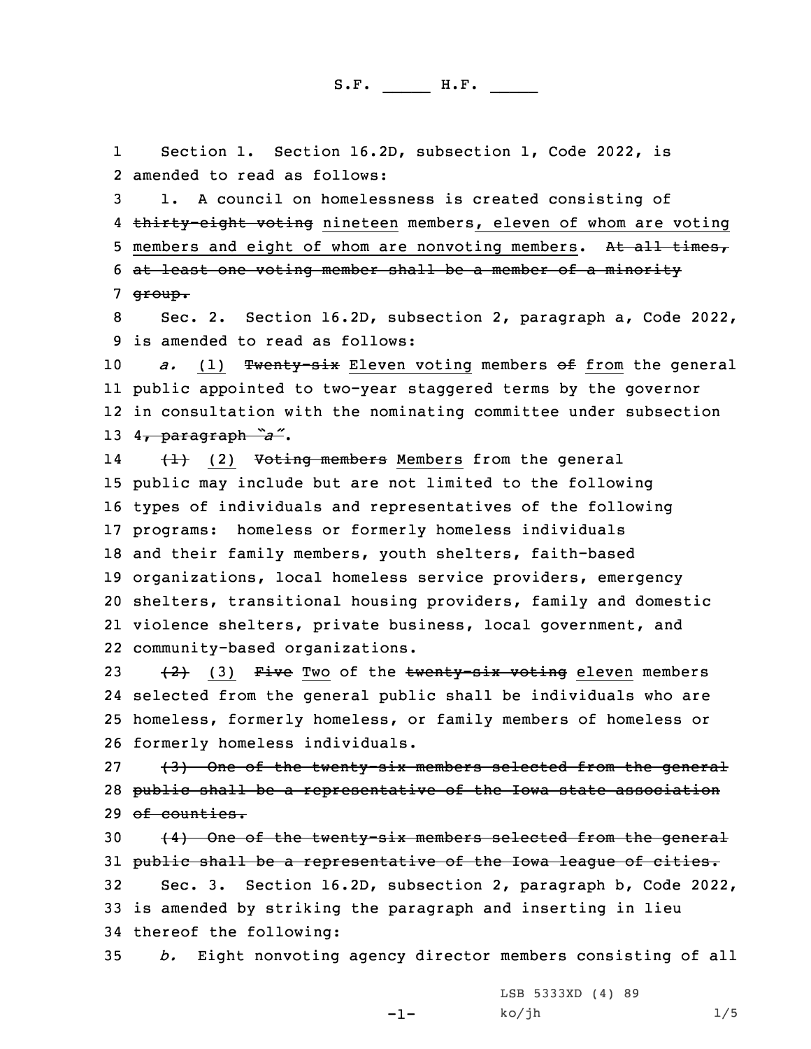S.F. _____ H.F. _____

1 Section 1. Section 16.2D, subsection 1, Code 2022, is
2 amended to read as follows:

3 1. A council on homelessness is created consisting of
4 ~~thirty-eight voting~~ nineteen members, eleven of whom are voting
5 members and eight of whom are nonvoting members. ~~At all times,~~
6 ~~at least one voting member shall be a member of a minority~~
7 ~~group.~~

8 Sec. 2. Section 16.2D, subsection 2, paragraph a, Code 2022,
9 is amended to read as follows:

10 *a.* (1) ~~Twenty-six~~ Eleven voting members ~~of~~ from the general
11 public appointed to two-year staggered terms by the governor
12 in consultation with the nominating committee under subsection
13 4~~, paragraph "a"~~.

14 ~~(1)~~ (2) ~~Voting members~~ Members from the general
15 public may include but are not limited to the following
16 types of individuals and representatives of the following
17 programs: homeless or formerly homeless individuals
18 and their family members, youth shelters, faith-based
19 organizations, local homeless service providers, emergency
20 shelters, transitional housing providers, family and domestic
21 violence shelters, private business, local government, and
22 community-based organizations.

23 ~~(2)~~ (3) ~~Five~~ Two of the ~~twenty-six voting~~ eleven members
24 selected from the general public shall be individuals who are
25 homeless, formerly homeless, or family members of homeless or
26 formerly homeless individuals.

27 ~~(3) One of the twenty-six members selected from the general~~
28 ~~public shall be a representative of the Iowa state association~~
29 ~~of counties.~~

30 ~~(4) One of the twenty-six members selected from the general~~
31 ~~public shall be a representative of the Iowa league of cities.~~

32 Sec. 3. Section 16.2D, subsection 2, paragraph b, Code 2022,
33 is amended by striking the paragraph and inserting in lieu
34 thereof the following:

35 *b.* Eight nonvoting agency director members consisting of all

LSB 5333XD (4) 89
ko/jh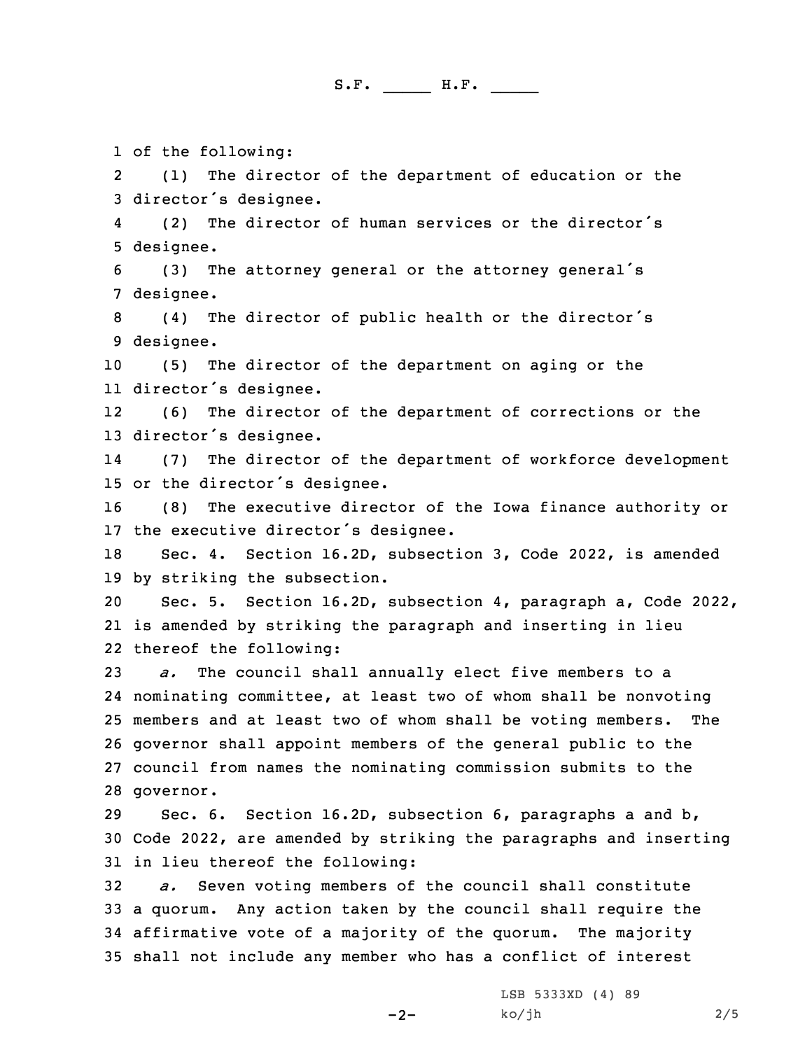of the following:

(1) The director of the department of education or the director's designee.

(2) The director of human services or the director's designee.

(3) The attorney general or the attorney general's designee.

(4) The director of public health or the director's designee.

(5) The director of the department on aging or the director's designee.

(6) The director of the department of corrections or the director's designee.

(7) The director of the department of workforce development or the director's designee.

(8) The executive director of the Iowa finance authority or the executive director's designee.

Sec. 4. Section 16.2D, subsection 3, Code 2022, is amended by striking the subsection.

Sec. 5. Section 16.2D, subsection 4, paragraph a, Code 2022, is amended by striking the paragraph and inserting in lieu thereof the following:

*a.* The council shall annually elect five members to a nominating committee, at least two of whom shall be nonvoting members and at least two of whom shall be voting members. The governor shall appoint members of the general public to the council from names the nominating commission submits to the governor.

Sec. 6. Section 16.2D, subsection 6, paragraphs a and b, Code 2022, are amended by striking the paragraphs and inserting in lieu thereof the following:

*a.* Seven voting members of the council shall constitute a quorum. Any action taken by the council shall require the affirmative vote of a majority of the quorum. The majority shall not include any member who has a conflict of interest

LSB 5333XD (4) 89
ko/jh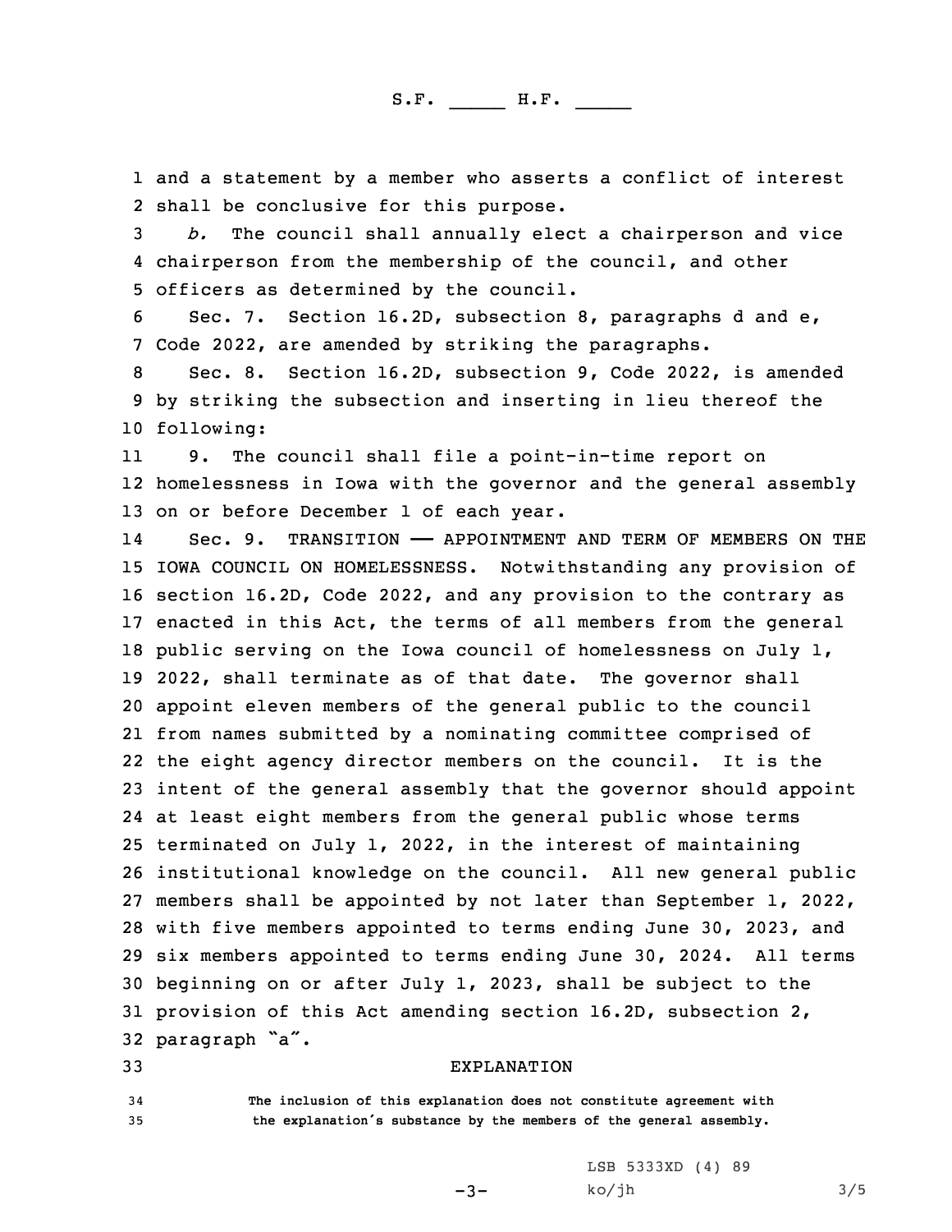and a statement by a member who asserts a conflict of interest shall be conclusive for this purpose.

*b.* The council shall annually elect a chairperson and vice chairperson from the membership of the council, and other officers as determined by the council.

Sec. 7. Section 16.2D, subsection 8, paragraphs d and e, Code 2022, are amended by striking the paragraphs.

Sec. 8. Section 16.2D, subsection 9, Code 2022, is amended by striking the subsection and inserting in lieu thereof the following:

9. The council shall file a point-in-time report on homelessness in Iowa with the governor and the general assembly on or before December 1 of each year.

Sec. 9. TRANSITION —— APPOINTMENT AND TERM OF MEMBERS ON THE IOWA COUNCIL ON HOMELESSNESS. Notwithstanding any provision of section 16.2D, Code 2022, and any provision to the contrary as enacted in this Act, the terms of all members from the general public serving on the Iowa council of homelessness on July 1, 2022, shall terminate as of that date. The governor shall appoint eleven members of the general public to the council from names submitted by a nominating committee comprised of the eight agency director members on the council. It is the intent of the general assembly that the governor should appoint at least eight members from the general public whose terms terminated on July 1, 2022, in the interest of maintaining institutional knowledge on the council. All new general public members shall be appointed by not later than September 1, 2022, with five members appointed to terms ending June 30, 2023, and six members appointed to terms ending June 30, 2024. All terms beginning on or after July 1, 2023, shall be subject to the provision of this Act amending section 16.2D, subsection 2, paragraph "a".

## EXPLANATION

**The inclusion of this explanation does not constitute agreement with the explanation's substance by the members of the general assembly.**

LSB 5333XD (4) 89
ko/jh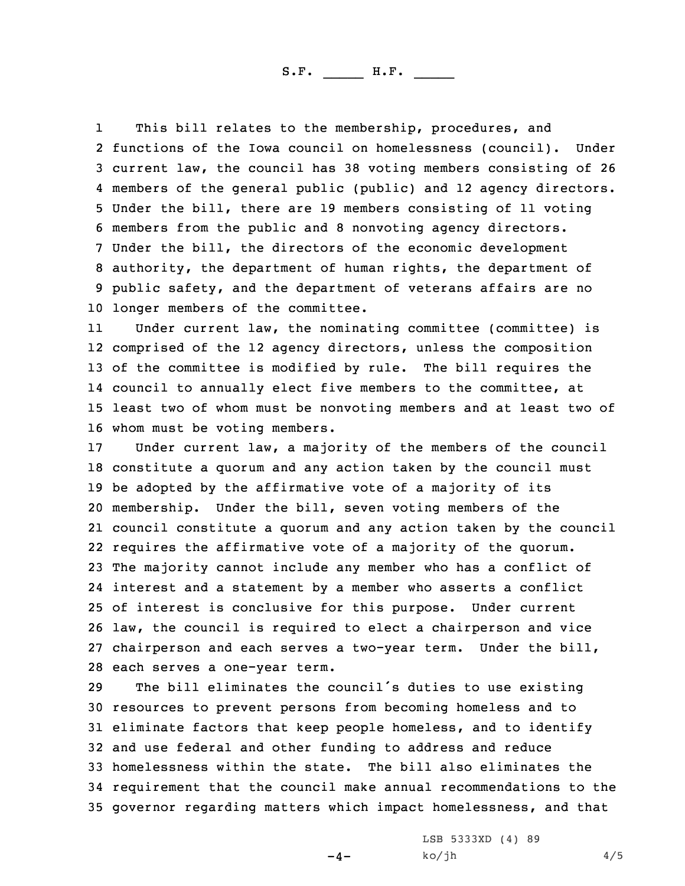This bill relates to the membership, procedures, and functions of the Iowa council on homelessness (council). Under current law, the council has 38 voting members consisting of 26 members of the general public (public) and 12 agency directors. Under the bill, there are 19 members consisting of 11 voting members from the public and 8 nonvoting agency directors. Under the bill, the directors of the economic development authority, the department of human rights, the department of public safety, and the department of veterans affairs are no longer members of the committee.

Under current law, the nominating committee (committee) is comprised of the 12 agency directors, unless the composition of the committee is modified by rule. The bill requires the council to annually elect five members to the committee, at least two of whom must be nonvoting members and at least two of whom must be voting members.

Under current law, a majority of the members of the council constitute a quorum and any action taken by the council must be adopted by the affirmative vote of a majority of its membership. Under the bill, seven voting members of the council constitute a quorum and any action taken by the council requires the affirmative vote of a majority of the quorum. The majority cannot include any member who has a conflict of interest and a statement by a member who asserts a conflict of interest is conclusive for this purpose. Under current law, the council is required to elect a chairperson and vice chairperson and each serves a two-year term. Under the bill, each serves a one-year term.

The bill eliminates the council's duties to use existing resources to prevent persons from becoming homeless and to eliminate factors that keep people homeless, and to identify and use federal and other funding to address and reduce homelessness within the state. The bill also eliminates the requirement that the council make annual recommendations to the governor regarding matters which impact homelessness, and that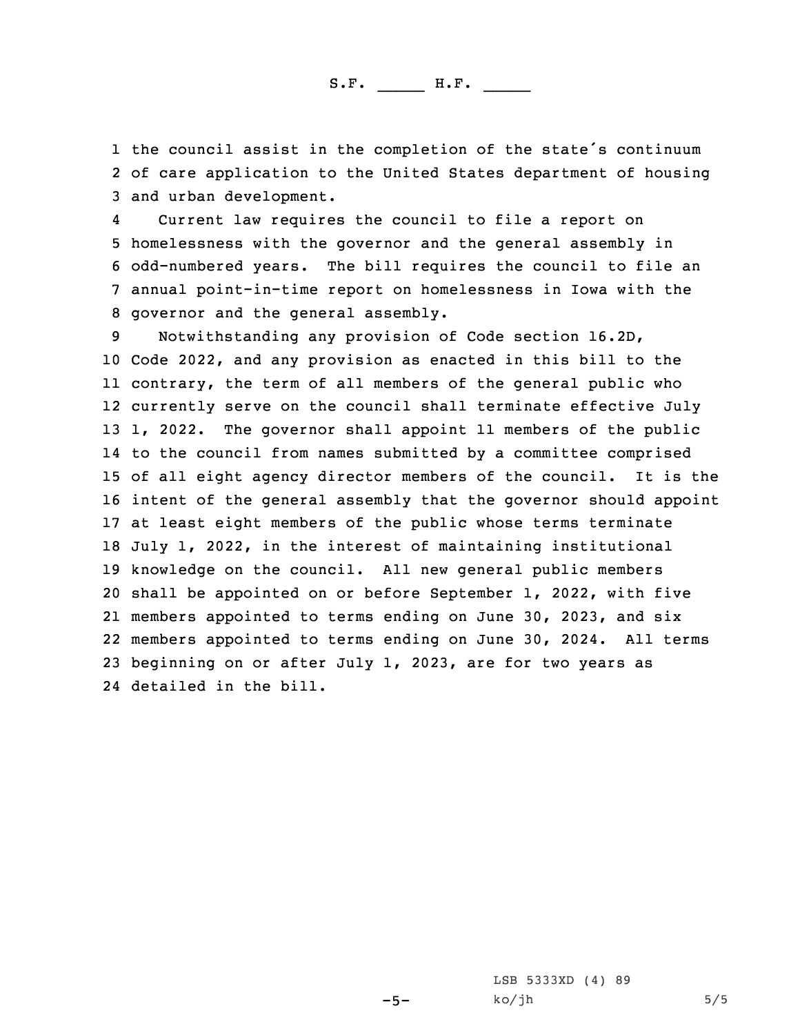the council assist in the completion of the state's continuum of care application to the United States department of housing and urban development.

Current law requires the council to file a report on homelessness with the governor and the general assembly in odd-numbered years. The bill requires the council to file an annual point-in-time report on homelessness in Iowa with the governor and the general assembly.

Notwithstanding any provision of Code section 16.2D, Code 2022, and any provision as enacted in this bill to the contrary, the term of all members of the general public who currently serve on the council shall terminate effective July 1, 2022. The governor shall appoint 11 members of the public to the council from names submitted by a committee comprised of all eight agency director members of the council. It is the intent of the general assembly that the governor should appoint at least eight members of the public whose terms terminate July 1, 2022, in the interest of maintaining institutional knowledge on the council. All new general public members shall be appointed on or before September 1, 2022, with five members appointed to terms ending on June 30, 2023, and six members appointed to terms ending on June 30, 2024. All terms beginning on or after July 1, 2023, are for two years as detailed in the bill.